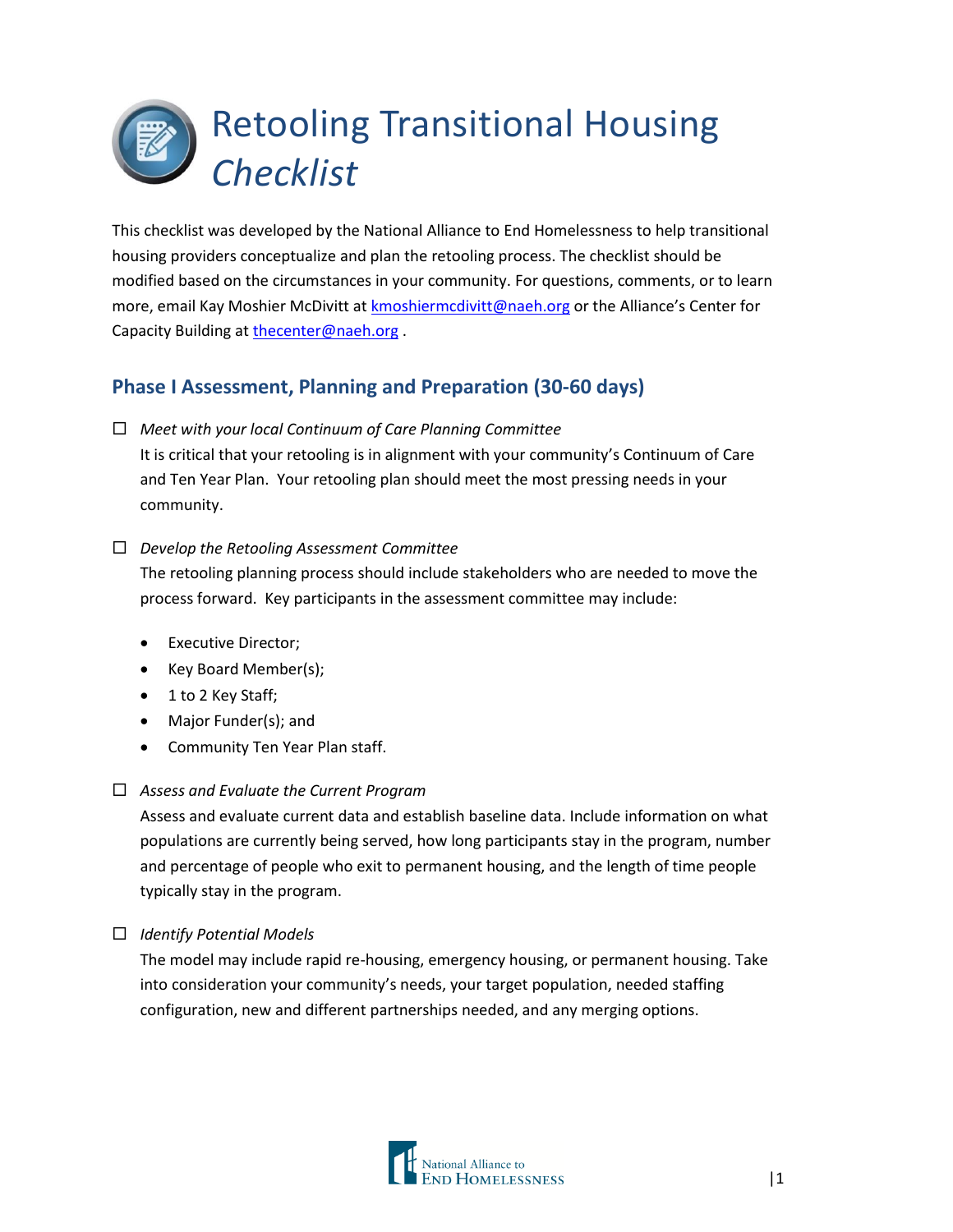# Retooling Transitional Housing *Checklist*

This checklist was developed by the National Alliance to End Homelessness to help transitional housing providers conceptualize and plan the retooling process. The checklist should be modified based on the circumstances in your community. For questions, comments, or to learn more, email Kay Moshier McDivitt at [kmoshiermcdivitt@naeh.org](mailto:kmoshiermcdivitt@naeh.org) or the Alliance's Center for Capacity Building at [thecenter@naeh.org](mailto:thecenter@naeh.org) .

## Phase I Assessment, Planning and Preparation (30-60 days)

- ☐ *Meet with your local Continuum of Care Planning Committee*
  It is critical that your retooling is in alignment with your community's Continuum of Care and Ten Year Plan. Your retooling plan should meet the most pressing needs in your community.

- ☐ *Develop the Retooling Assessment Committee*
  The retooling planning process should include stakeholders who are needed to move the process forward. Key participants in the assessment committee may include:

  - Executive Director;
  - Key Board Member(s);
  - 1 to 2 Key Staff;
  - Major Funder(s); and
  - Community Ten Year Plan staff.

- ☐ *Assess and Evaluate the Current Program*
  Assess and evaluate current data and establish baseline data. Include information on what populations are currently being served, how long participants stay in the program, number and percentage of people who exit to permanent housing, and the length of time people typically stay in the program.

- ☐ *Identify Potential Models*
  The model may include rapid re-housing, emergency housing, or permanent housing. Take into consideration your community's needs, your target population, needed staffing configuration, new and different partnerships needed, and any merging options.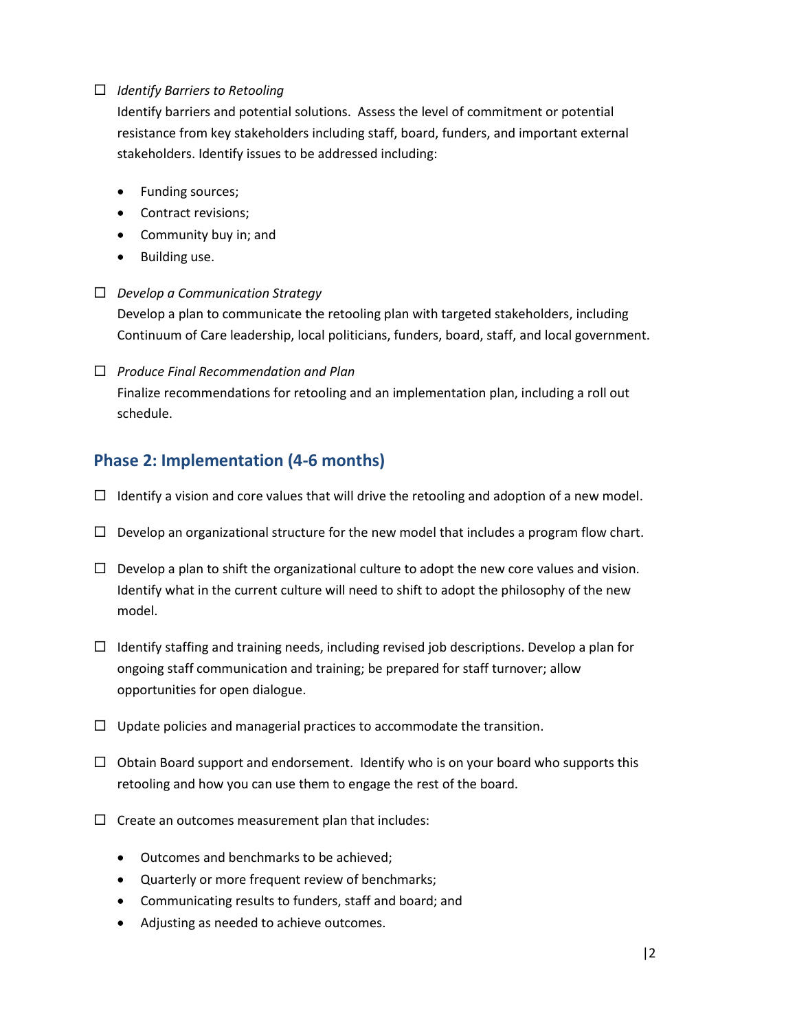- ☐ *Identify Barriers to Retooling*

  Identify barriers and potential solutions. Assess the level of commitment or potential resistance from key stakeholders including staff, board, funders, and important external stakeholders. Identify issues to be addressed including:

  - Funding sources;
  - Contract revisions;
  - Community buy in; and
  - Building use.

- ☐ *Develop a Communication Strategy*

  Develop a plan to communicate the retooling plan with targeted stakeholders, including Continuum of Care leadership, local politicians, funders, board, staff, and local government.

- ☐ *Produce Final Recommendation and Plan*

  Finalize recommendations for retooling and an implementation plan, including a roll out schedule.

## Phase 2: Implementation (4-6 months)

- ☐ Identify a vision and core values that will drive the retooling and adoption of a new model.
- ☐ Develop an organizational structure for the new model that includes a program flow chart.
- ☐ Develop a plan to shift the organizational culture to adopt the new core values and vision. Identify what in the current culture will need to shift to adopt the philosophy of the new model.
- ☐ Identify staffing and training needs, including revised job descriptions. Develop a plan for ongoing staff communication and training; be prepared for staff turnover; allow opportunities for open dialogue.
- ☐ Update policies and managerial practices to accommodate the transition.
- ☐ Obtain Board support and endorsement. Identify who is on your board who supports this retooling and how you can use them to engage the rest of the board.
- ☐ Create an outcomes measurement plan that includes:
  - Outcomes and benchmarks to be achieved;
  - Quarterly or more frequent review of benchmarks;
  - Communicating results to funders, staff and board; and
  - Adjusting as needed to achieve outcomes.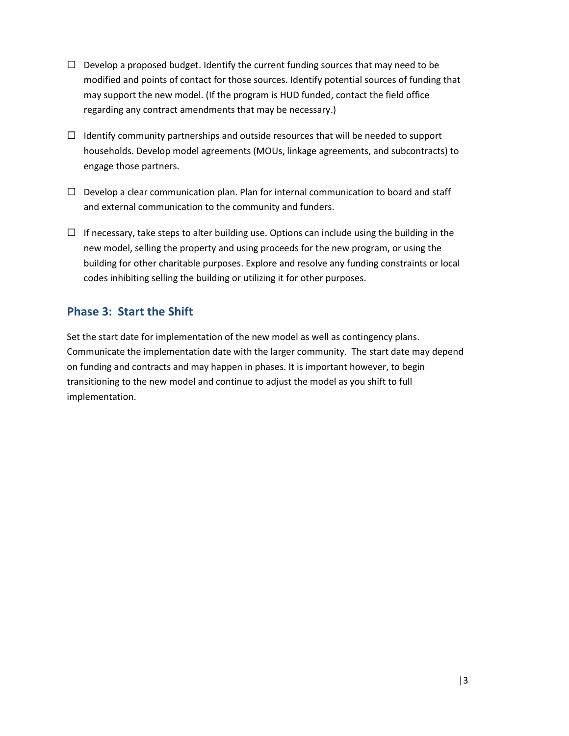- ☐ Develop a proposed budget. Identify the current funding sources that may need to be modified and points of contact for those sources. Identify potential sources of funding that may support the new model. (If the program is HUD funded, contact the field office regarding any contract amendments that may be necessary.)

- ☐ Identify community partnerships and outside resources that will be needed to support households. Develop model agreements (MOUs, linkage agreements, and subcontracts) to engage those partners.

- ☐ Develop a clear communication plan. Plan for internal communication to board and staff and external communication to the community and funders.

- ☐ If necessary, take steps to alter building use. Options can include using the building in the new model, selling the property and using proceeds for the new program, or using the building for other charitable purposes. Explore and resolve any funding constraints or local codes inhibiting selling the building or utilizing it for other purposes.

## Phase 3: Start the Shift

Set the start date for implementation of the new model as well as contingency plans. Communicate the implementation date with the larger community. The start date may depend on funding and contracts and may happen in phases. It is important however, to begin transitioning to the new model and continue to adjust the model as you shift to full implementation.